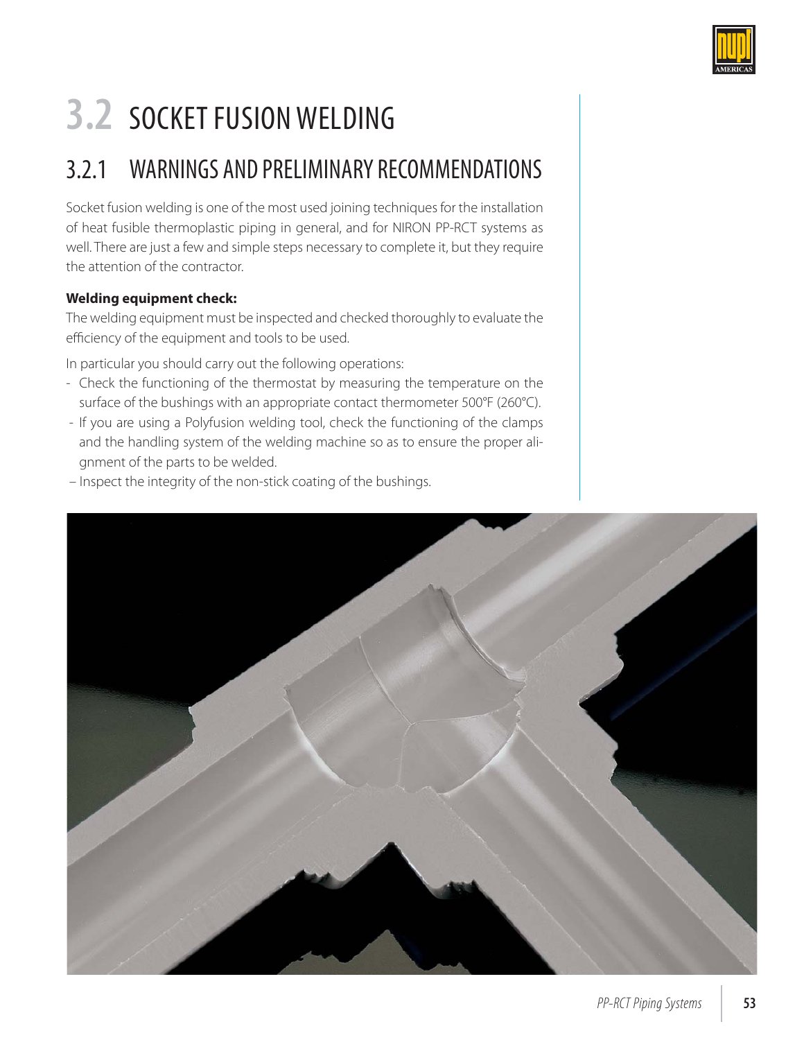# 3.2 SOCKET FUSION WELDING

## 3.2.1 WARNINGS AND PRELIMINARY RECOMMENDATIONS

Socket fusion welding is one of the most used joining techniques for the installation of heat fusible thermoplastic piping in general, and for NIRON PP-RCT systems as well. There are just a few and simple steps necessary to complete it, but they require the attention of the contractor.

**Welding equipment check:**

The welding equipment must be inspected and checked thoroughly to evaluate the efficiency of the equipment and tools to be used.

In particular you should carry out the following operations:

- Check the functioning of the thermostat by measuring the temperature on the surface of the bushings with an appropriate contact thermometer 500°F (260°C).
- If you are using a Polyfusion welding tool, check the functioning of the clamps and the handling system of the welding machine so as to ensure the proper alignment of the parts to be welded.
- Inspect the integrity of the non-stick coating of the bushings.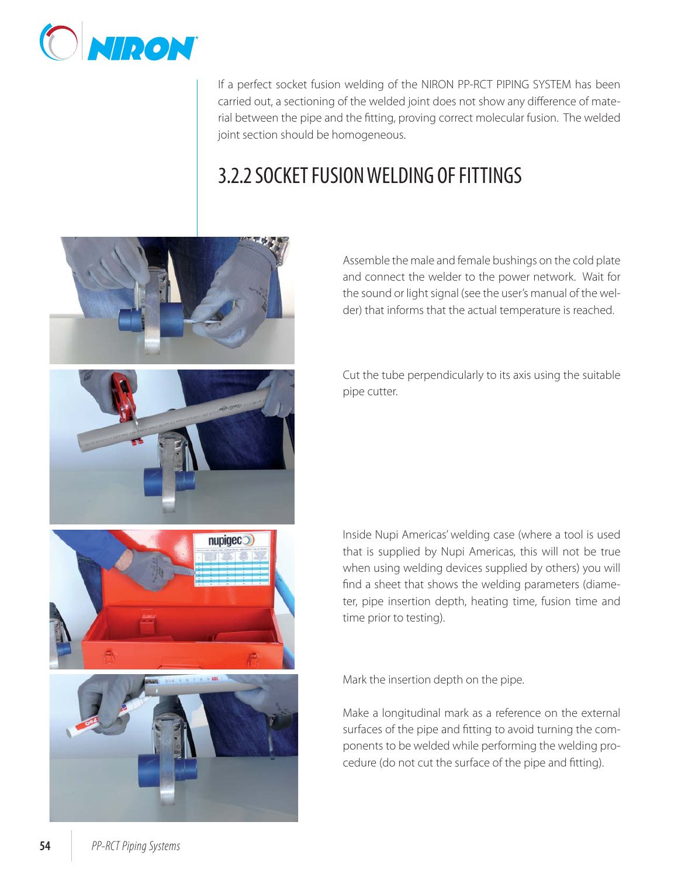If a perfect socket fusion welding of the NIRON PP-RCT PIPING SYSTEM has been carried out, a sectioning of the welded joint does not show any difference of material between the pipe and the fitting, proving correct molecular fusion. The welded joint section should be homogeneous.

## 3.2.2 SOCKET FUSION WELDING OF FITTINGS

Assemble the male and female bushings on the cold plate and connect the welder to the power network. Wait for the sound or light signal (see the user's manual of the welder) that informs that the actual temperature is reached.

Cut the tube perpendicularly to its axis using the suitable pipe cutter.

Inside Nupi Americas' welding case (where a tool is used that is supplied by Nupi Americas, this will not be true when using welding devices supplied by others) you will find a sheet that shows the welding parameters (diameter, pipe insertion depth, heating time, fusion time and time prior to testing).

Mark the insertion depth on the pipe.

Make a longitudinal mark as a reference on the external surfaces of the pipe and fitting to avoid turning the components to be welded while performing the welding procedure (do not cut the surface of the pipe and fitting).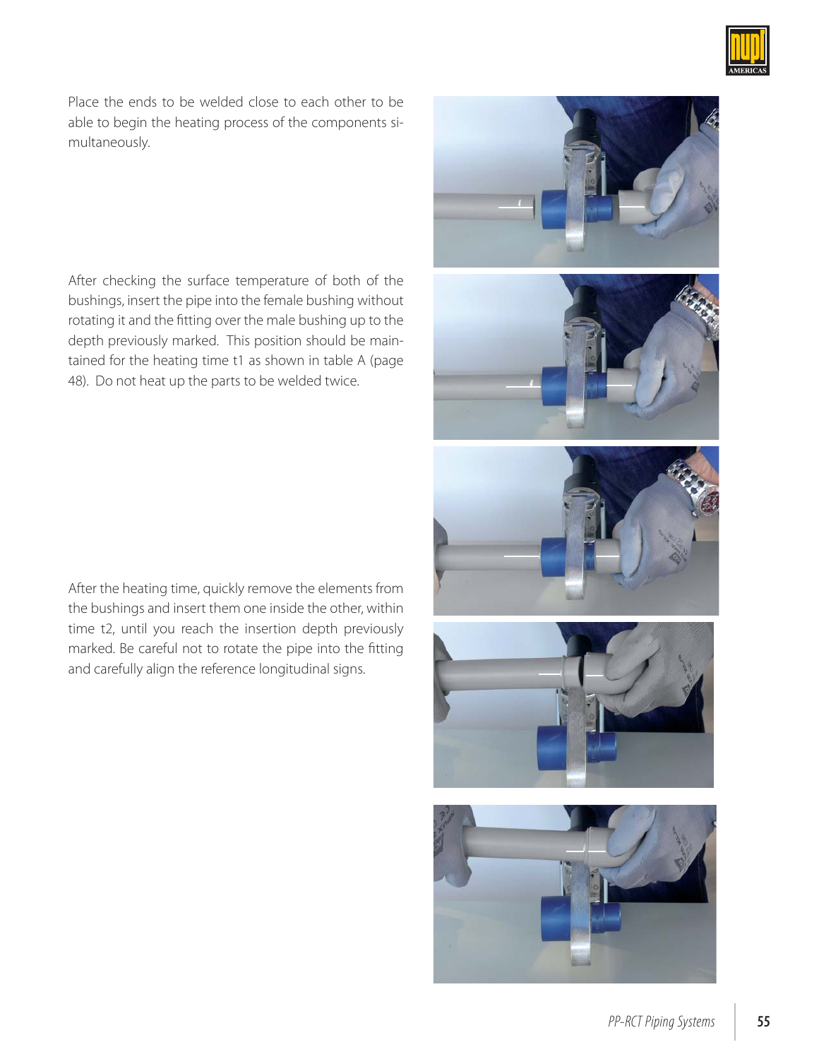Place the ends to be welded close to each other to be able to begin the heating process of the components simultaneously.

After checking the surface temperature of both of the bushings, insert the pipe into the female bushing without rotating it and the fitting over the male bushing up to the depth previously marked. This position should be maintained for the heating time t1 as shown in table A (page 48). Do not heat up the parts to be welded twice.

After the heating time, quickly remove the elements from the bushings and insert them one inside the other, within time t2, until you reach the insertion depth previously marked. Be careful not to rotate the pipe into the fitting and carefully align the reference longitudinal signs.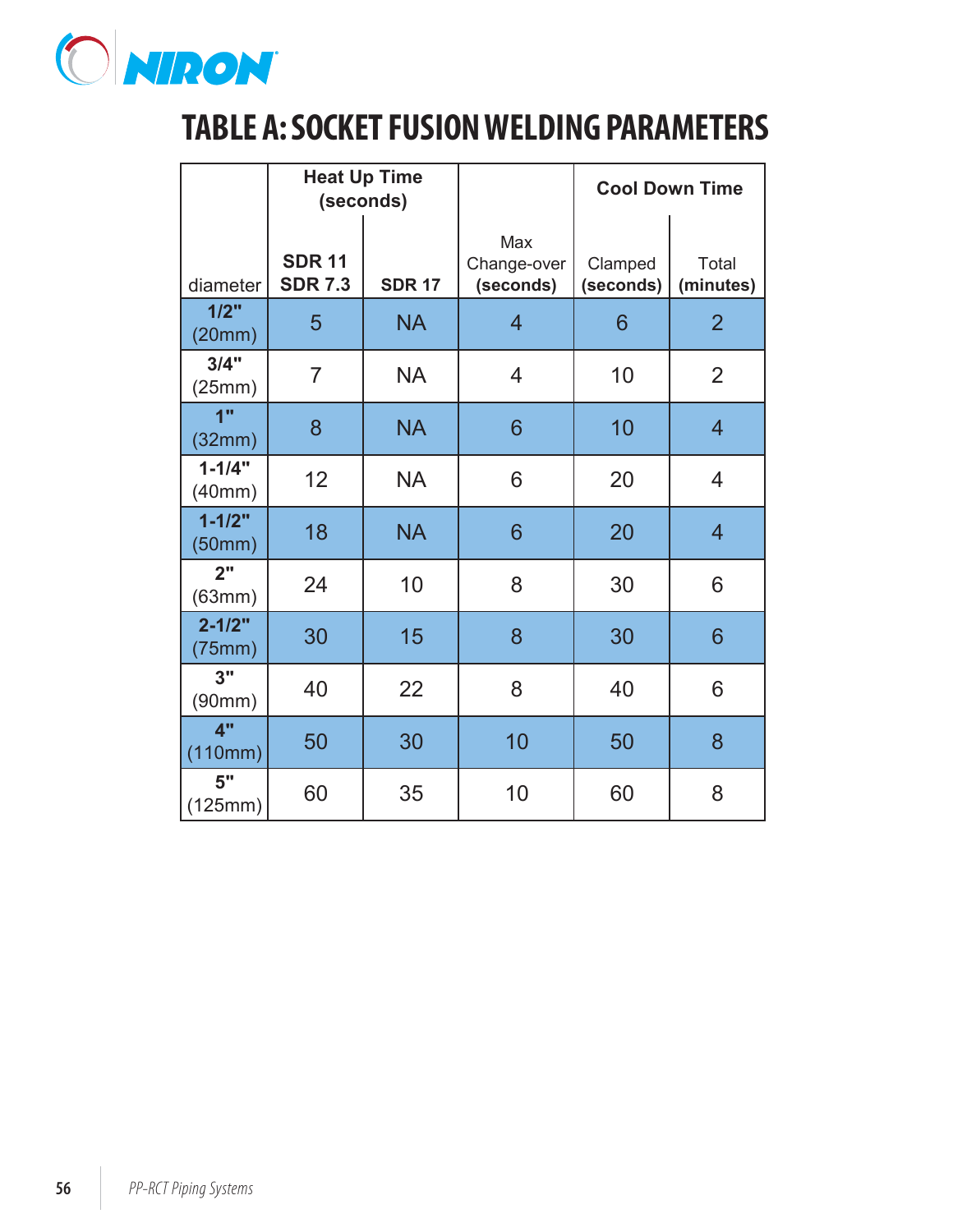# TABLE A: SOCKET FUSION WELDING PARAMETERS

| | Heat Up Time (seconds) | | | Cool Down Time | |
|---|---|---|---|---|---|
| diameter | SDR 11 SDR 7.3 | SDR 17 | Max Change-over (seconds) | Clamped (seconds) | Total (minutes) |
| 1/2" (20mm) | 5 | NA | 4 | 6 | 2 |
| 3/4" (25mm) | 7 | NA | 4 | 10 | 2 |
| 1" (32mm) | 8 | NA | 6 | 10 | 4 |
| 1-1/4" (40mm) | 12 | NA | 6 | 20 | 4 |
| 1-1/2" (50mm) | 18 | NA | 6 | 20 | 4 |
| 2" (63mm) | 24 | 10 | 8 | 30 | 6 |
| 2-1/2" (75mm) | 30 | 15 | 8 | 30 | 6 |
| 3" (90mm) | 40 | 22 | 8 | 40 | 6 |
| 4" (110mm) | 50 | 30 | 10 | 50 | 8 |
| 5" (125mm) | 60 | 35 | 10 | 60 | 8 |